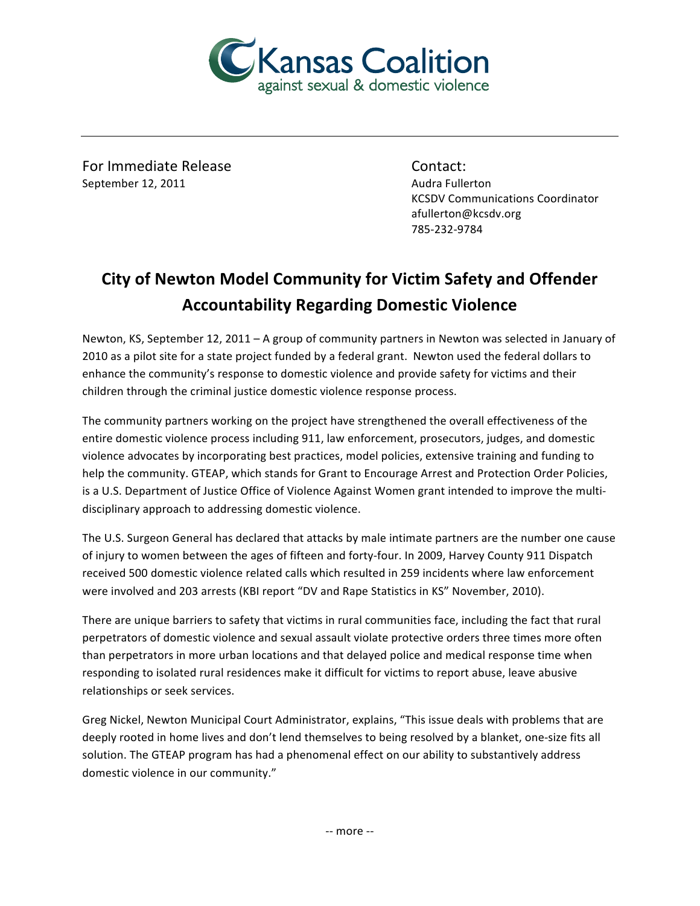Kansas Coalition against sexual & domestic violence

For Immediate Release
September 12, 2011

Contact:
Audra Fullerton
KCSDV Communications Coordinator
afullerton@kcsdv.org
785-232-9784

# City of Newton Model Community for Victim Safety and Offender Accountability Regarding Domestic Violence

Newton, KS, September 12, 2011 – A group of community partners in Newton was selected in January of 2010 as a pilot site for a state project funded by a federal grant. Newton used the federal dollars to enhance the community's response to domestic violence and provide safety for victims and their children through the criminal justice domestic violence response process.

The community partners working on the project have strengthened the overall effectiveness of the entire domestic violence process including 911, law enforcement, prosecutors, judges, and domestic violence advocates by incorporating best practices, model policies, extensive training and funding to help the community. GTEAP, which stands for Grant to Encourage Arrest and Protection Order Policies, is a U.S. Department of Justice Office of Violence Against Women grant intended to improve the multi-disciplinary approach to addressing domestic violence.

The U.S. Surgeon General has declared that attacks by male intimate partners are the number one cause of injury to women between the ages of fifteen and forty-four. In 2009, Harvey County 911 Dispatch received 500 domestic violence related calls which resulted in 259 incidents where law enforcement were involved and 203 arrests (KBI report "DV and Rape Statistics in KS" November, 2010).

There are unique barriers to safety that victims in rural communities face, including the fact that rural perpetrators of domestic violence and sexual assault violate protective orders three times more often than perpetrators in more urban locations and that delayed police and medical response time when responding to isolated rural residences make it difficult for victims to report abuse, leave abusive relationships or seek services.

Greg Nickel, Newton Municipal Court Administrator, explains, "This issue deals with problems that are deeply rooted in home lives and don't lend themselves to being resolved by a blanket, one-size fits all solution. The GTEAP program has had a phenomenal effect on our ability to substantively address domestic violence in our community."

-- more --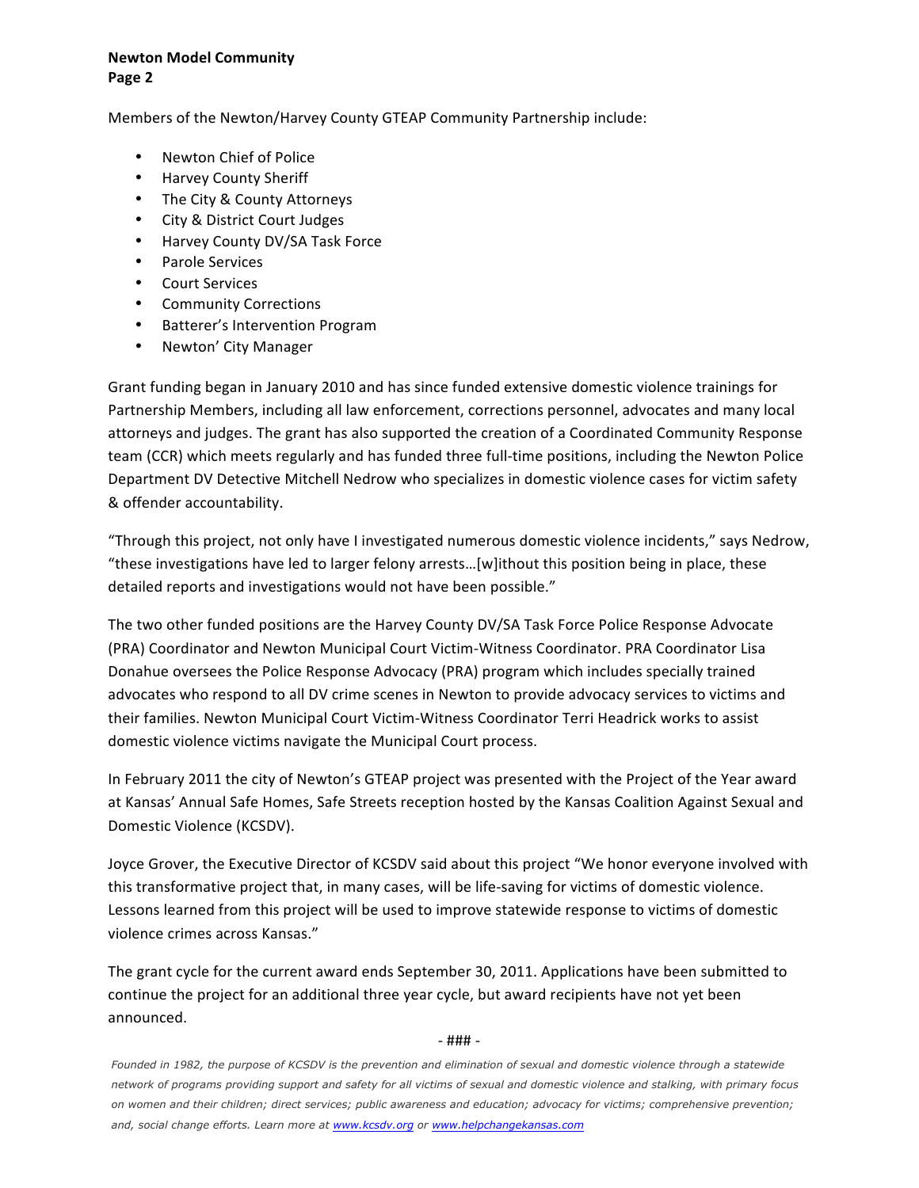Members of the Newton/Harvey County GTEAP Community Partnership include:

- Newton Chief of Police
- Harvey County Sheriff
- The City & County Attorneys
- City & District Court Judges
- Harvey County DV/SA Task Force
- Parole Services
- Court Services
- Community Corrections
- Batterer's Intervention Program
- Newton' City Manager

Grant funding began in January 2010 and has since funded extensive domestic violence trainings for Partnership Members, including all law enforcement, corrections personnel, advocates and many local attorneys and judges. The grant has also supported the creation of a Coordinated Community Response team (CCR) which meets regularly and has funded three full-time positions, including the Newton Police Department DV Detective Mitchell Nedrow who specializes in domestic violence cases for victim safety & offender accountability.

"Through this project, not only have I investigated numerous domestic violence incidents," says Nedrow, "these investigations have led to larger felony arrests…[w]ithout this position being in place, these detailed reports and investigations would not have been possible."

The two other funded positions are the Harvey County DV/SA Task Force Police Response Advocate (PRA) Coordinator and Newton Municipal Court Victim-Witness Coordinator. PRA Coordinator Lisa Donahue oversees the Police Response Advocacy (PRA) program which includes specially trained advocates who respond to all DV crime scenes in Newton to provide advocacy services to victims and their families. Newton Municipal Court Victim-Witness Coordinator Terri Headrick works to assist domestic violence victims navigate the Municipal Court process.

In February 2011 the city of Newton's GTEAP project was presented with the Project of the Year award at Kansas' Annual Safe Homes, Safe Streets reception hosted by the Kansas Coalition Against Sexual and Domestic Violence (KCSDV).

Joyce Grover, the Executive Director of KCSDV said about this project "We honor everyone involved with this transformative project that, in many cases, will be life-saving for victims of domestic violence. Lessons learned from this project will be used to improve statewide response to victims of domestic violence crimes across Kansas."

The grant cycle for the current award ends September 30, 2011. Applications have been submitted to continue the project for an additional three year cycle, but award recipients have not yet been announced.

- ### -

*Founded in 1982, the purpose of KCSDV is the prevention and elimination of sexual and domestic violence through a statewide network of programs providing support and safety for all victims of sexual and domestic violence and stalking, with primary focus on women and their children; direct services; public awareness and education; advocacy for victims; comprehensive prevention; and, social change efforts. Learn more at [www.kcsdv.org](http://www.kcsdv.org) or [www.helpchangekansas.com](http://www.helpchangekansas.com)*